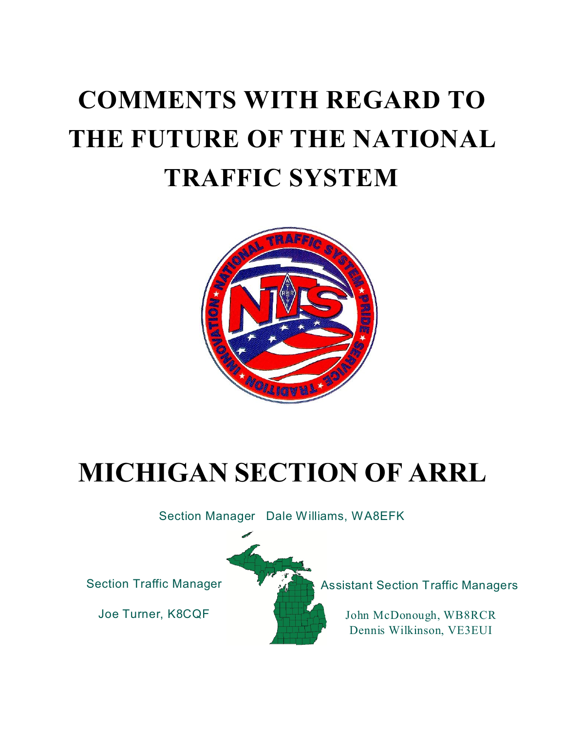# COMMENTS WITH REGARD TO THE FUTURE OF THE NATIONAL TRAFFIC SYSTEM

# MICHIGAN SECTION OF ARRL

Section Manager Dale Williams, WA8EFK

Section Traffic Manager

Joe Turner, K8CQF

Assistant Section Traffic Managers

John McDonough, WB8RCR
Dennis Wilkinson, VE3EUI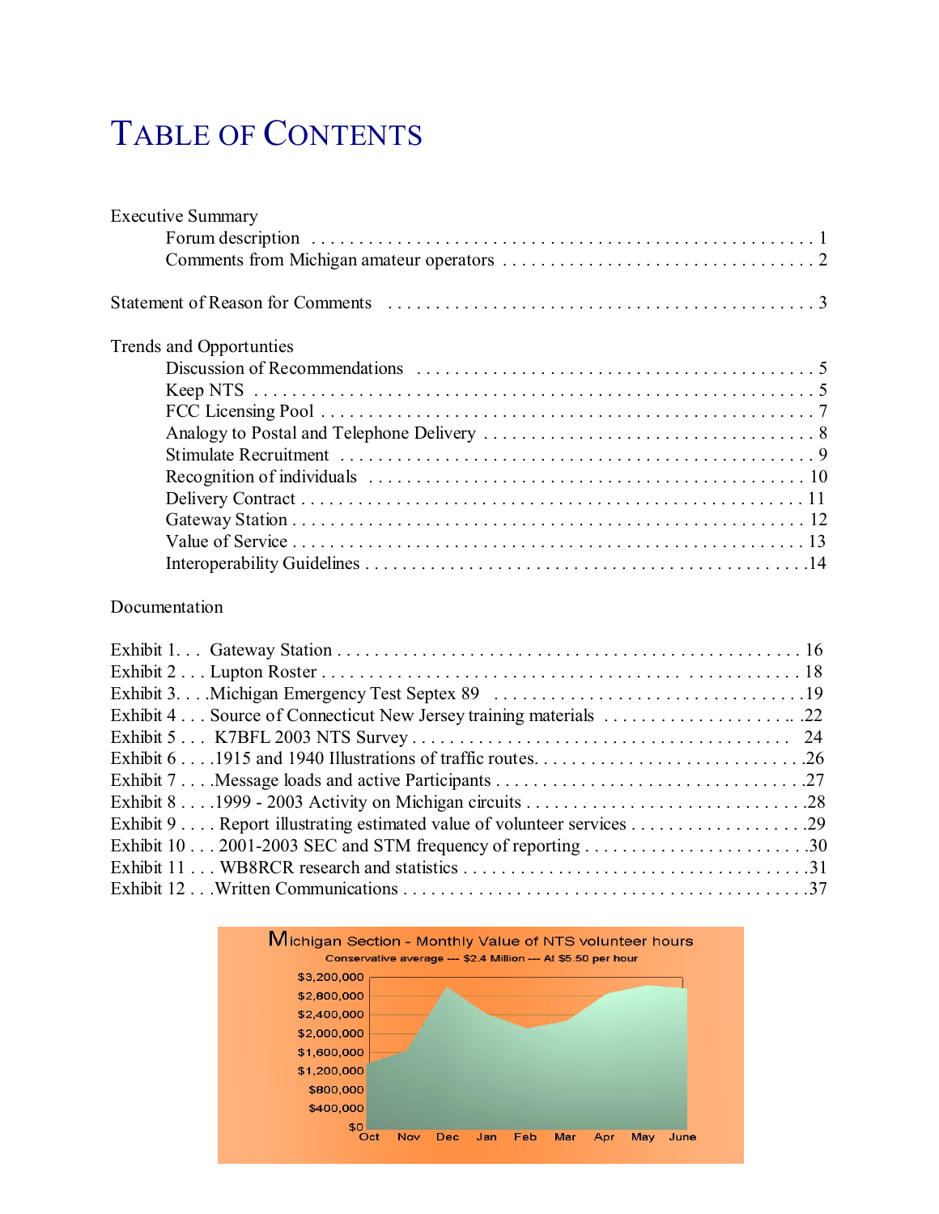# Table of Contents

Executive Summary

- Forum description . . . . . . . . . . 1
- Comments from Michigan amateur operators . . . . . . . . . . 2

Statement of Reason for Comments . . . . . . . . . . 3

Trends and Opportunties

- Discussion of Recommendations . . . . . . . . . . 5
- Keep NTS . . . . . . . . . . 5
- FCC Licensing Pool . . . . . . . . . . 7
- Analogy to Postal and Telephone Delivery . . . . . . . . . . 8
- Stimulate Recruitment . . . . . . . . . . 9
- Recognition of individuals . . . . . . . . . . 10
- Delivery Contract . . . . . . . . . . 11
- Gateway Station . . . . . . . . . . 12
- Value of Service . . . . . . . . . . 13
- Interoperability Guidelines . . . . . . . . . . 14

Documentation

- Exhibit 1. . . Gateway Station . . . . . . . . . . 16
- Exhibit 2 . . . Lupton Roster . . . . . . . . . . 18
- Exhibit 3. . . .Michigan Emergency Test Septex 89 . . . . . . . . . . 19
- Exhibit 4 . . . Source of Connecticut New Jersey training materials . . . . . . . . . . 22
- Exhibit 5 . . . K7BFL 2003 NTS Survey . . . . . . . . . . 24
- Exhibit 6 . . . .1915 and 1940 Illustrations of traffic routes. . . . . . . . . . . 26
- Exhibit 7 . . . .Message loads and active Participants . . . . . . . . . . 27
- Exhibit 8 . . . .1999 - 2003 Activity on Michigan circuits . . . . . . . . . . 28
- Exhibit 9 . . . . Report illustrating estimated value of volunteer services . . . . . . . . . . 29
- Exhibit 10 . . . 2001-2003 SEC and STM frequency of reporting . . . . . . . . . . 30
- Exhibit 11 . . . WB8RCR research and statistics . . . . . . . . . . 31
- Exhibit 12 . . .Written Communications . . . . . . . . . . 37

Michigan Section - Monthly Value of NTS volunteer hours

Conservative average --- $2.4 Million --- At $5.50 per hour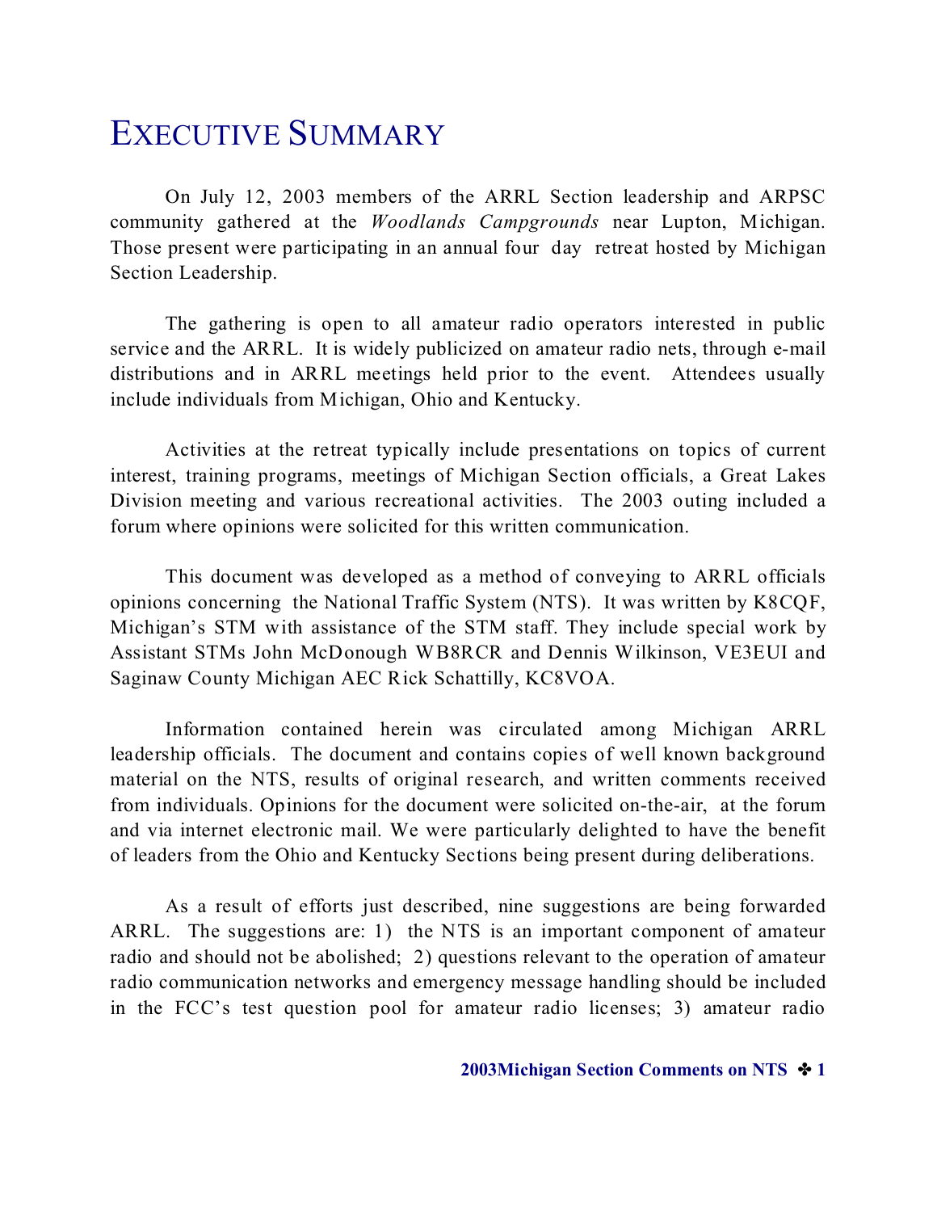# EXECUTIVE SUMMARY

On July 12, 2003 members of the ARRL Section leadership and ARPSC community gathered at the *Woodlands Campgrounds* near Lupton, Michigan. Those present were participating in an annual four day retreat hosted by Michigan Section Leadership.

The gathering is open to all amateur radio operators interested in public service and the ARRL. It is widely publicized on amateur radio nets, through e-mail distributions and in ARRL meetings held prior to the event. Attendees usually include individuals from Michigan, Ohio and Kentucky.

Activities at the retreat typically include presentations on topics of current interest, training programs, meetings of Michigan Section officials, a Great Lakes Division meeting and various recreational activities. The 2003 outing included a forum where opinions were solicited for this written communication.

This document was developed as a method of conveying to ARRL officials opinions concerning the National Traffic System (NTS). It was written by K8CQF, Michigan's STM with assistance of the STM staff. They include special work by Assistant STMs John McDonough WB8RCR and Dennis Wilkinson, VE3EUI and Saginaw County Michigan AEC Rick Schattilly, KC8VOA.

Information contained herein was circulated among Michigan ARRL leadership officials. The document and contains copies of well known background material on the NTS, results of original research, and written comments received from individuals. Opinions for the document were solicited on-the-air, at the forum and via internet electronic mail. We were particularly delighted to have the benefit of leaders from the Ohio and Kentucky Sections being present during deliberations.

As a result of efforts just described, nine suggestions are being forwarded ARRL. The suggestions are: 1) the NTS is an important component of amateur radio and should not be abolished; 2) questions relevant to the operation of amateur radio communication networks and emergency message handling should be included in the FCC's test question pool for amateur radio licenses; 3) amateur radio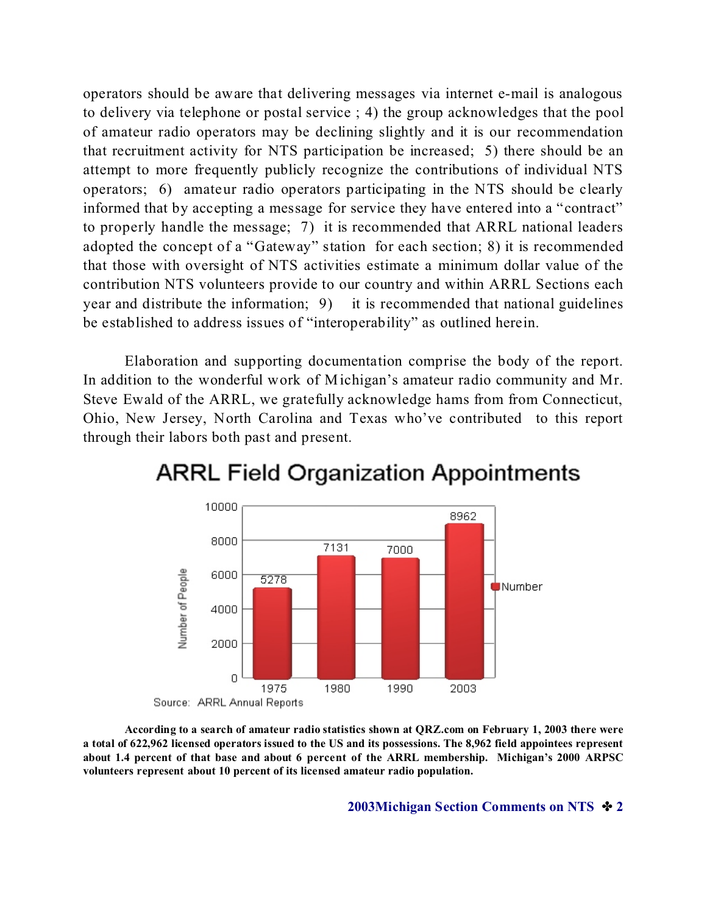operators should be aware that delivering messages via internet e-mail is analogous to delivery via telephone or postal service ; 4) the group acknowledges that the pool of amateur radio operators may be declining slightly and it is our recommendation that recruitment activity for NTS participation be increased; 5) there should be an attempt to more frequently publicly recognize the contributions of individual NTS operators; 6) amateur radio operators participating in the NTS should be clearly informed that by accepting a message for service they have entered into a "contract" to properly handle the message; 7) it is recommended that ARRL national leaders adopted the concept of a "Gateway" station for each section; 8) it is recommended that those with oversight of NTS activities estimate a minimum dollar value of the contribution NTS volunteers provide to our country and within ARRL Sections each year and distribute the information; 9) it is recommended that national guidelines be established to address issues of "interoperability" as outlined herein.

Elaboration and supporting documentation comprise the body of the report. In addition to the wonderful work of Michigan's amateur radio community and Mr. Steve Ewald of the ARRL, we gratefully acknowledge hams from from Connecticut, Ohio, New Jersey, North Carolina and Texas who've contributed to this report through their labors both past and present.

## ARRL Field Organization Appointments

| Year | Number of People |
|---|---|
| 1975 | 5278 |
| 1980 | 7131 |
| 1990 | 7000 |
| 2003 | 8962 |

Source: ARRL Annual Reports

**According to a search of amateur radio statistics shown at QRZ.com on February 1, 2003 there were a total of 622,962 licensed operators issued to the US and its possessions. The 8,962 field appointees represent about 1.4 percent of that base and about 6 percent of the ARRL membership. Michigan's 2000 ARPSC volunteers represent about 10 percent of its licensed amateur radio population.**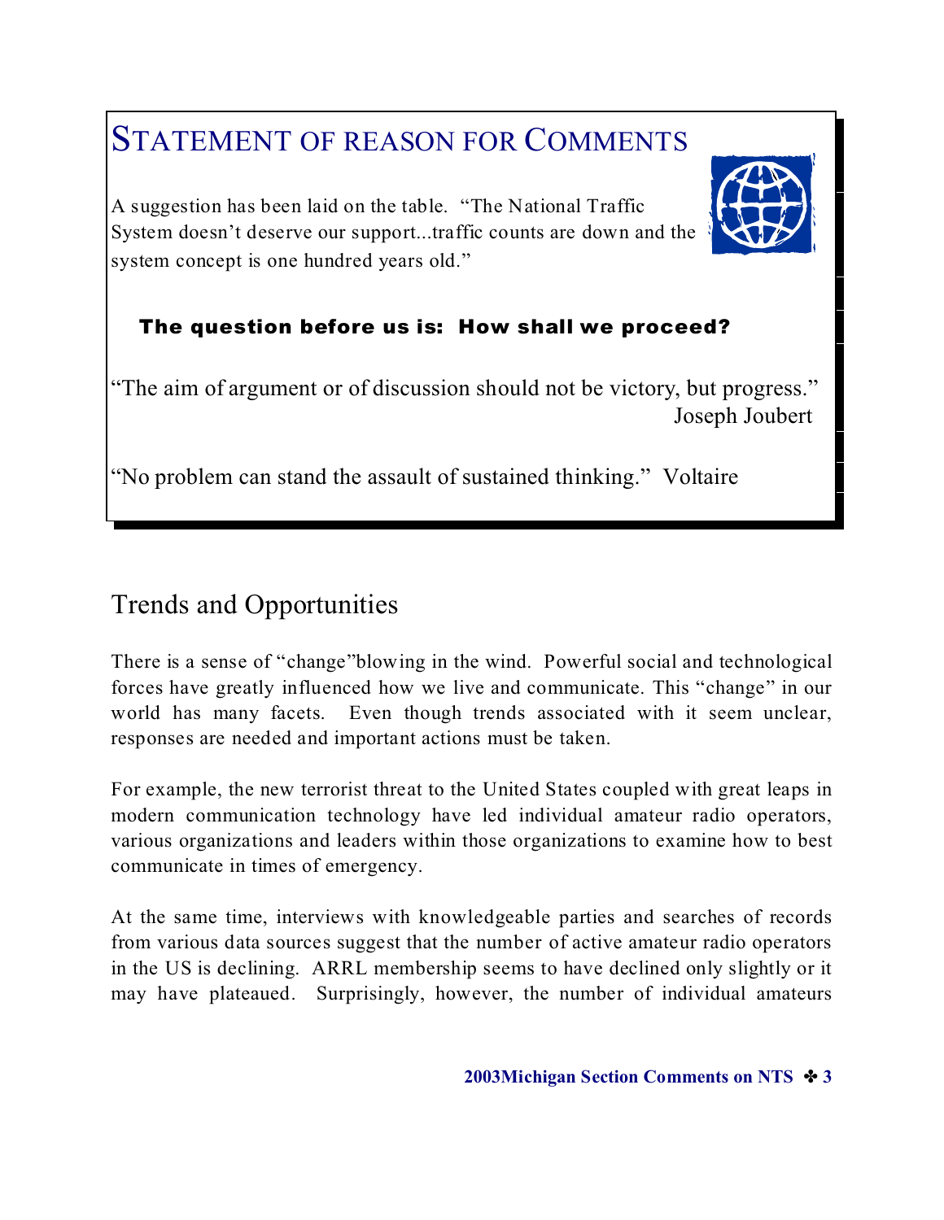# STATEMENT OF REASON FOR COMMENTS

A suggestion has been laid on the table. "The National Traffic System doesn't deserve our support...traffic counts are down and the system concept is one hundred years old."

**The question before us is: How shall we proceed?**

"The aim of argument or of discussion should not be victory, but progress."
Joseph Joubert

"No problem can stand the assault of sustained thinking." Voltaire

## Trends and Opportunities

There is a sense of "change"blowing in the wind. Powerful social and technological forces have greatly influenced how we live and communicate. This "change" in our world has many facets. Even though trends associated with it seem unclear, responses are needed and important actions must be taken.

For example, the new terrorist threat to the United States coupled with great leaps in modern communication technology have led individual amateur radio operators, various organizations and leaders within those organizations to examine how to best communicate in times of emergency.

At the same time, interviews with knowledgeable parties and searches of records from various data sources suggest that the number of active amateur radio operators in the US is declining. ARRL membership seems to have declined only slightly or it may have plateaued. Surprisingly, however, the number of individual amateurs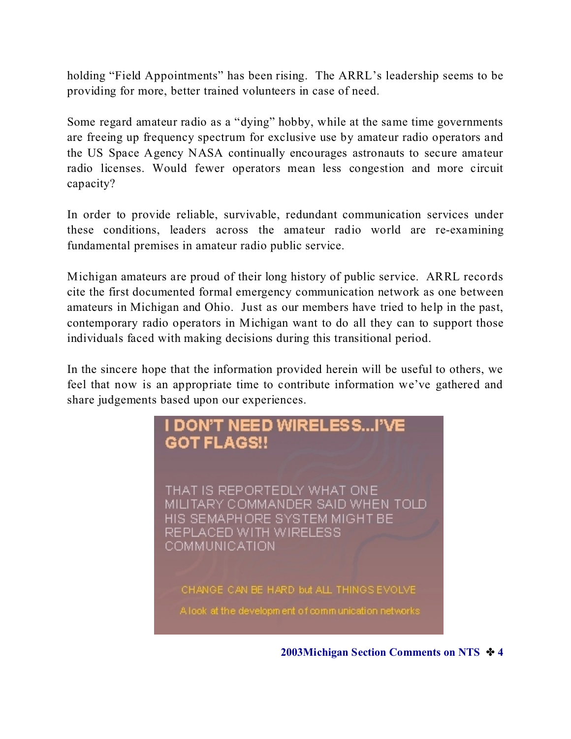holding "Field Appointments" has been rising. The ARRL's leadership seems to be providing for more, better trained volunteers in case of need.

Some regard amateur radio as a "dying" hobby, while at the same time governments are freeing up frequency spectrum for exclusive use by amateur radio operators and the US Space Agency NASA continually encourages astronauts to secure amateur radio licenses. Would fewer operators mean less congestion and more circuit capacity?

In order to provide reliable, survivable, redundant communication services under these conditions, leaders across the amateur radio world are re-examining fundamental premises in amateur radio public service.

Michigan amateurs are proud of their long history of public service. ARRL records cite the first documented formal emergency communication network as one between amateurs in Michigan and Ohio. Just as our members have tried to help in the past, contemporary radio operators in Michigan want to do all they can to support those individuals faced with making decisions during this transitional period.

In the sincere hope that the information provided herein will be useful to others, we feel that now is an appropriate time to contribute information we've gathered and share judgements based upon our experiences.

**I DON'T NEED WIRELESS...I'VE GOT FLAGS!!**

THAT IS REPORTEDLY WHAT ONE MILITARY COMMANDER SAID WHEN TOLD HIS SEMAPHORE SYSTEM MIGHT BE REPLACED WITH WIRELESS COMMUNICATION

CHANGE CAN BE HARD but ALL THINGS EVOLVE

A look at the development of communication networks